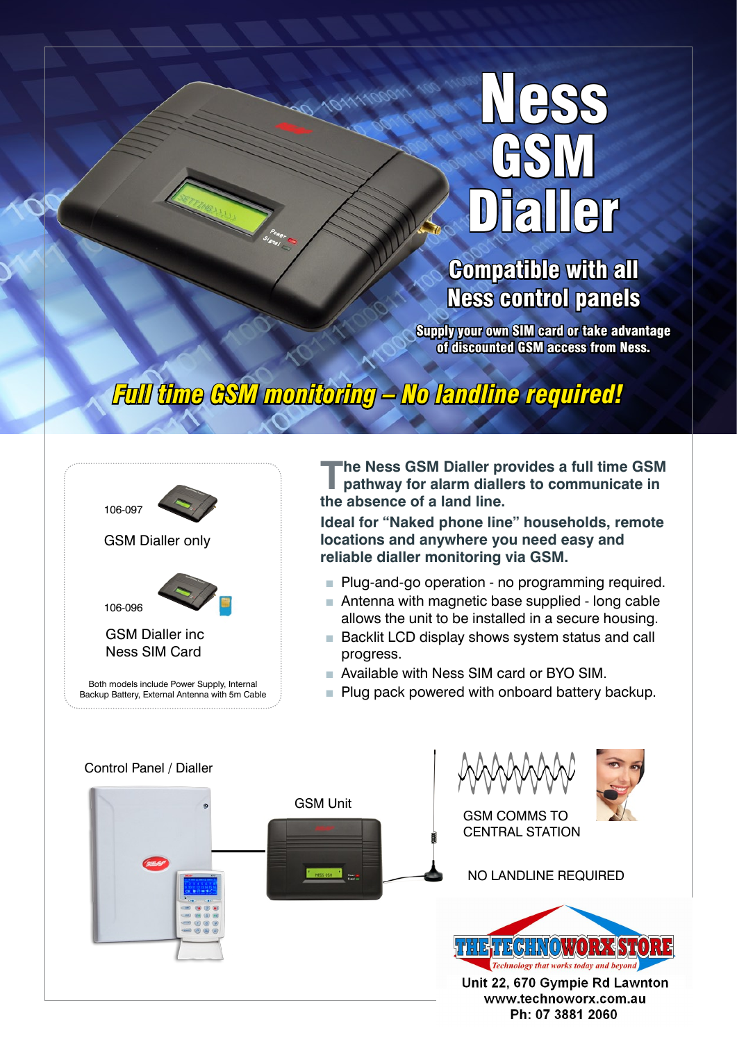# Ness GSM Dialler

## Compatible with all Ness control panels

**Supply your own SIM card or take advantage of discounted GSM access from Ness.**

***Full time GSM monitoring – No landline required!***

106-097

GSM Dialler only

106-096

GSM Dialler inc Ness SIM Card

Both models include Power Supply, Internal Backup Battery, External Antenna with 5m Cable

**The Ness GSM Dialler provides a full time GSM pathway for alarm diallers to communicate in the absence of a land line.**

**Ideal for "Naked phone line" households, remote locations and anywhere you need easy and reliable dialler monitoring via GSM.**

- Plug-and-go operation - no programming required.
- Antenna with magnetic base supplied - long cable allows the unit to be installed in a secure housing.
- Backlit LCD display shows system status and call progress.
- Available with Ness SIM card or BYO SIM.
- Plug pack powered with onboard battery backup.

Control Panel / Dialler

GSM Unit

GSM COMMS TO CENTRAL STATION

NO LANDLINE REQUIRED

**THE TECHNOWORX STORE**

*Technology that works today and beyond*

**Unit 22, 670 Gympie Rd Lawnton**
**www.technoworx.com.au**
**Ph: 07 3881 2060**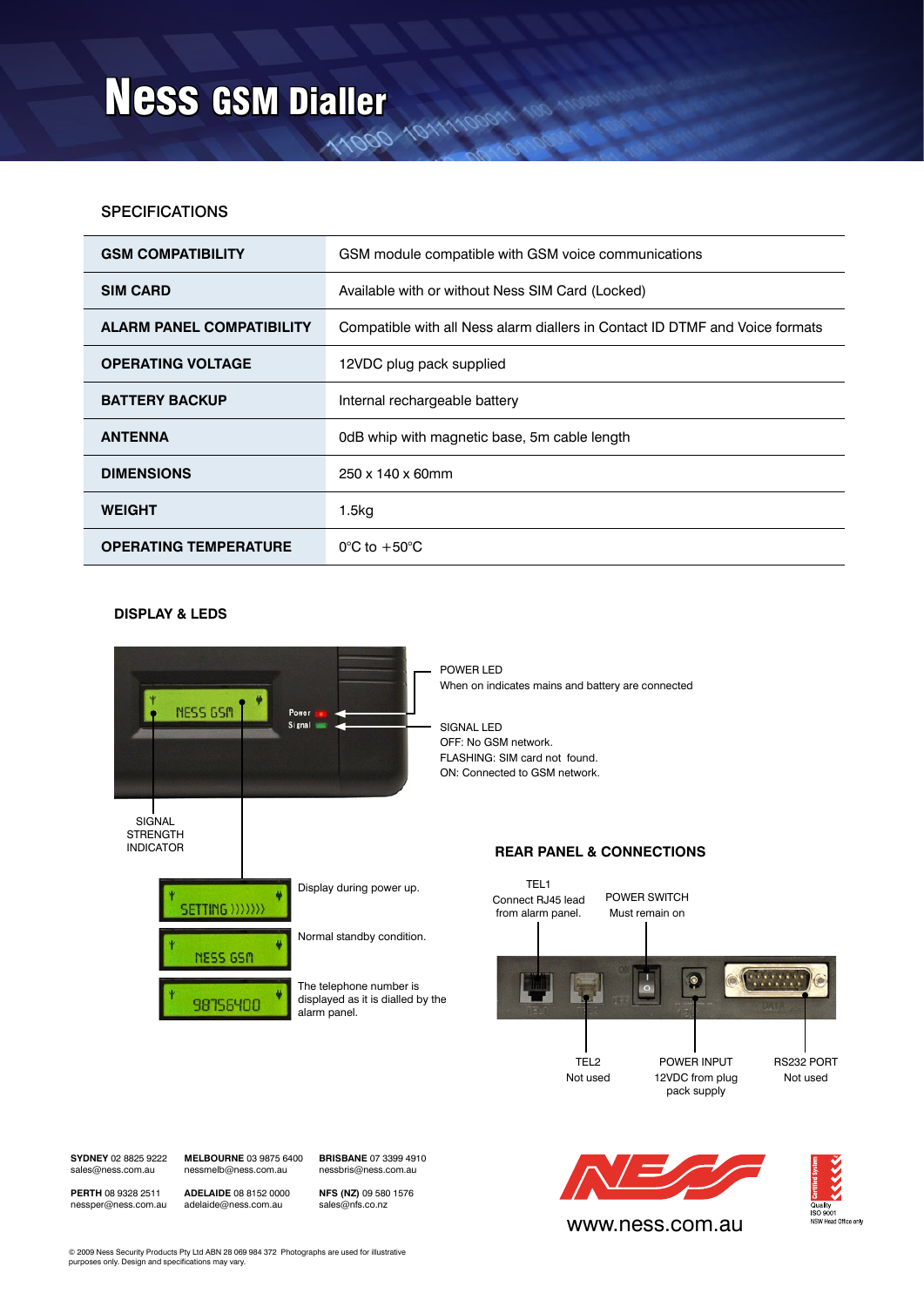# Ness GSM Dialler

## SPECIFICATIONS

| | |
|---|---|
| **GSM COMPATIBILITY** | GSM module compatible with GSM voice communications |
| **SIM CARD** | Available with or without Ness SIM Card (Locked) |
| **ALARM PANEL COMPATIBILITY** | Compatible with all Ness alarm diallers in Contact ID DTMF and Voice formats |
| **OPERATING VOLTAGE** | 12VDC plug pack supplied |
| **BATTERY BACKUP** | Internal rechargeable battery |
| **ANTENNA** | 0dB whip with magnetic base, 5m cable length |
| **DIMENSIONS** | 250 x 140 x 60mm |
| **WEIGHT** | 1.5kg |
| **OPERATING TEMPERATURE** | 0°C to +50°C |

### DISPLAY & LEDS

POWER LED
When on indicates mains and battery are connected

SIGNAL LED
OFF: No GSM network.
FLASHING: SIM card not found.
ON: Connected to GSM network.

SIGNAL STRENGTH INDICATOR

SETTING ))))))) — Display during power up.

NESS GSM — Normal standby condition.

98756400 — The telephone number is displayed as it is dialled by the alarm panel.

### REAR PANEL & CONNECTIONS

TEL1
Connect RJ45 lead from alarm panel.

POWER SWITCH
Must remain on

TEL2
Not used

POWER INPUT
12VDC from plug pack supply

RS232 PORT
Not used

**SYDNEY** 02 8825 9222
sales@ness.com.au

**MELBOURNE** 03 9875 6400
nessmelb@ness.com.au

**BRISBANE** 07 3399 4910
nessbris@ness.com.au

**PERTH** 08 9328 2511
nessper@ness.com.au

**ADELAIDE** 08 8152 0000
adelaide@ness.com.au

**NFS (NZ)** 09 580 1576
sales@nfs.co.nz

www.ness.com.au

Certified System Quality ISO 9001 NSW Head Office only

© 2009 Ness Security Products Pty Ltd ABN 28 069 984 372 Photographs are used for illustrative purposes only. Design and specifications may vary.